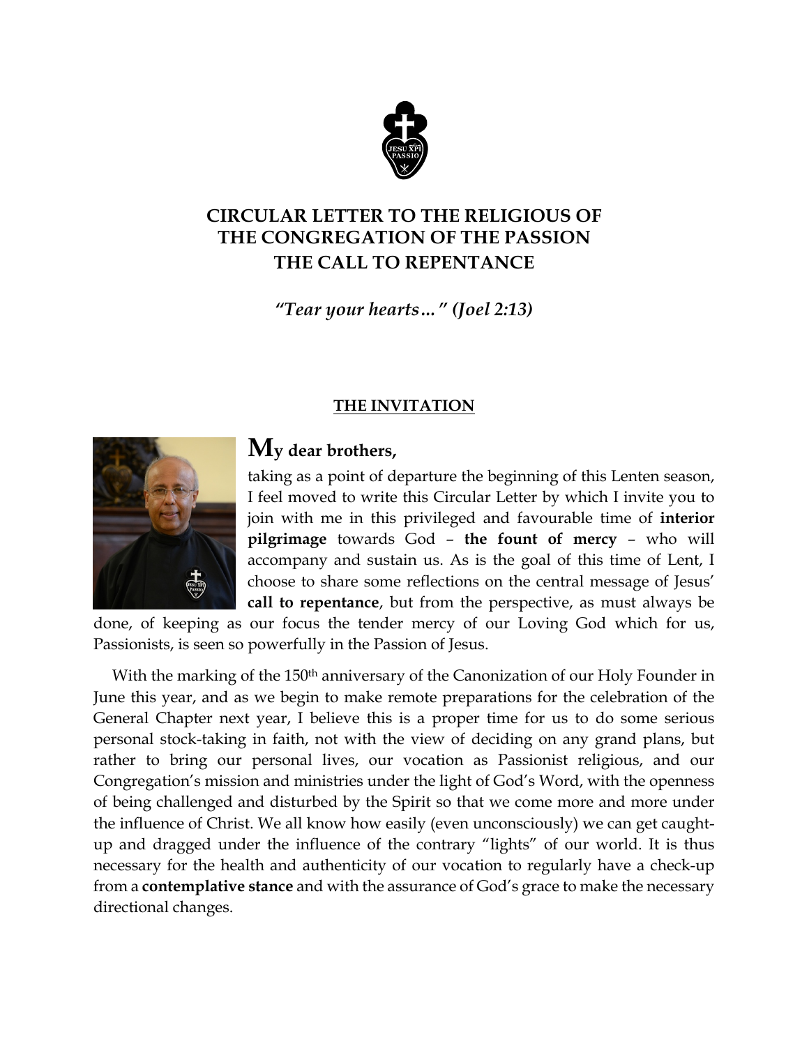# CIRCULAR LETTER TO THE RELIGIOUS OF THE CONGREGATION OF THE PASSION
# THE CALL TO REPENTANCE

*"Tear your hearts…" (Joel 2:13)*

## THE INVITATION

**My dear brothers,**

taking as a point of departure the beginning of this Lenten season, I feel moved to write this Circular Letter by which I invite you to join with me in this privileged and favourable time of **interior pilgrimage** towards God – **the fount of mercy** – who will accompany and sustain us. As is the goal of this time of Lent, I choose to share some reflections on the central message of Jesus' **call to repentance**, but from the perspective, as must always be done, of keeping as our focus the tender mercy of our Loving God which for us, Passionists, is seen so powerfully in the Passion of Jesus.

With the marking of the 150th anniversary of the Canonization of our Holy Founder in June this year, and as we begin to make remote preparations for the celebration of the General Chapter next year, I believe this is a proper time for us to do some serious personal stock-taking in faith, not with the view of deciding on any grand plans, but rather to bring our personal lives, our vocation as Passionist religious, and our Congregation's mission and ministries under the light of God's Word, with the openness of being challenged and disturbed by the Spirit so that we come more and more under the influence of Christ. We all know how easily (even unconsciously) we can get caught-up and dragged under the influence of the contrary "lights" of our world. It is thus necessary for the health and authenticity of our vocation to regularly have a check-up from a **contemplative stance** and with the assurance of God's grace to make the necessary directional changes.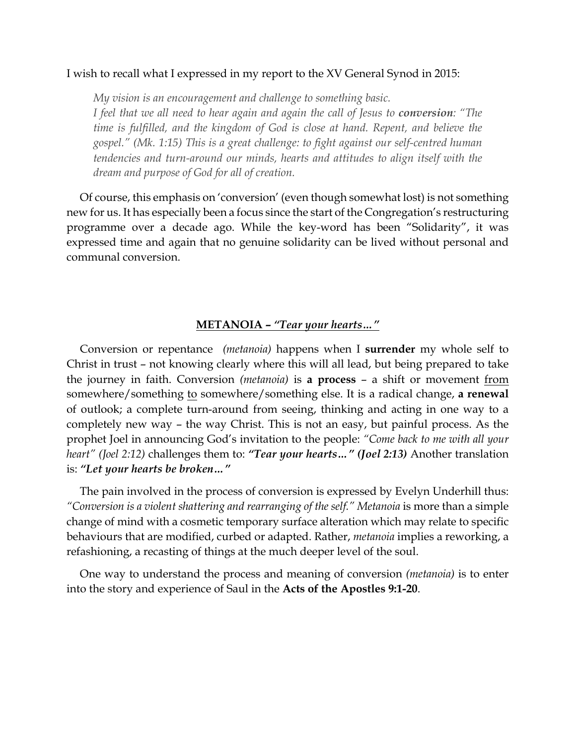I wish to recall what I expressed in my report to the XV General Synod in 2015:

> *My vision is an encouragement and challenge to something basic.*
> *I feel that we all need to hear again and again the call of Jesus to **conversion**: "The time is fulfilled, and the kingdom of God is close at hand. Repent, and believe the gospel." (Mk. 1:15) This is a great challenge: to fight against our self-centred human tendencies and turn-around our minds, hearts and attitudes to align itself with the dream and purpose of God for all of creation.*

Of course, this emphasis on 'conversion' (even though somewhat lost) is not something new for us. It has especially been a focus since the start of the Congregation's restructuring programme over a decade ago. While the key-word has been "Solidarity", it was expressed time and again that no genuine solidarity can be lived without personal and communal conversion.

## METANOIA – *"Tear your hearts…"*

Conversion or repentance *(metanoia)* happens when I **surrender** my whole self to Christ in trust – not knowing clearly where this will all lead, but being prepared to take the journey in faith. Conversion *(metanoia)* is **a process** – a shift or movement <u>from</u> somewhere/something <u>to</u> somewhere/something else. It is a radical change, **a renewal** of outlook; a complete turn-around from seeing, thinking and acting in one way to a completely new way – the way Christ. This is not an easy, but painful process. As the prophet Joel in announcing God's invitation to the people: *"Come back to me with all your heart" (Joel 2:12)* challenges them to: ***"Tear your hearts…" (Joel 2:13)*** Another translation is: ***"Let your hearts be broken…"***

The pain involved in the process of conversion is expressed by Evelyn Underhill thus: *"Conversion is a violent shattering and rearranging of the self." Metanoia* is more than a simple change of mind with a cosmetic temporary surface alteration which may relate to specific behaviours that are modified, curbed or adapted. Rather, *metanoia* implies a reworking, a refashioning, a recasting of things at the much deeper level of the soul.

One way to understand the process and meaning of conversion *(metanoia)* is to enter into the story and experience of Saul in the **Acts of the Apostles 9:1-20**.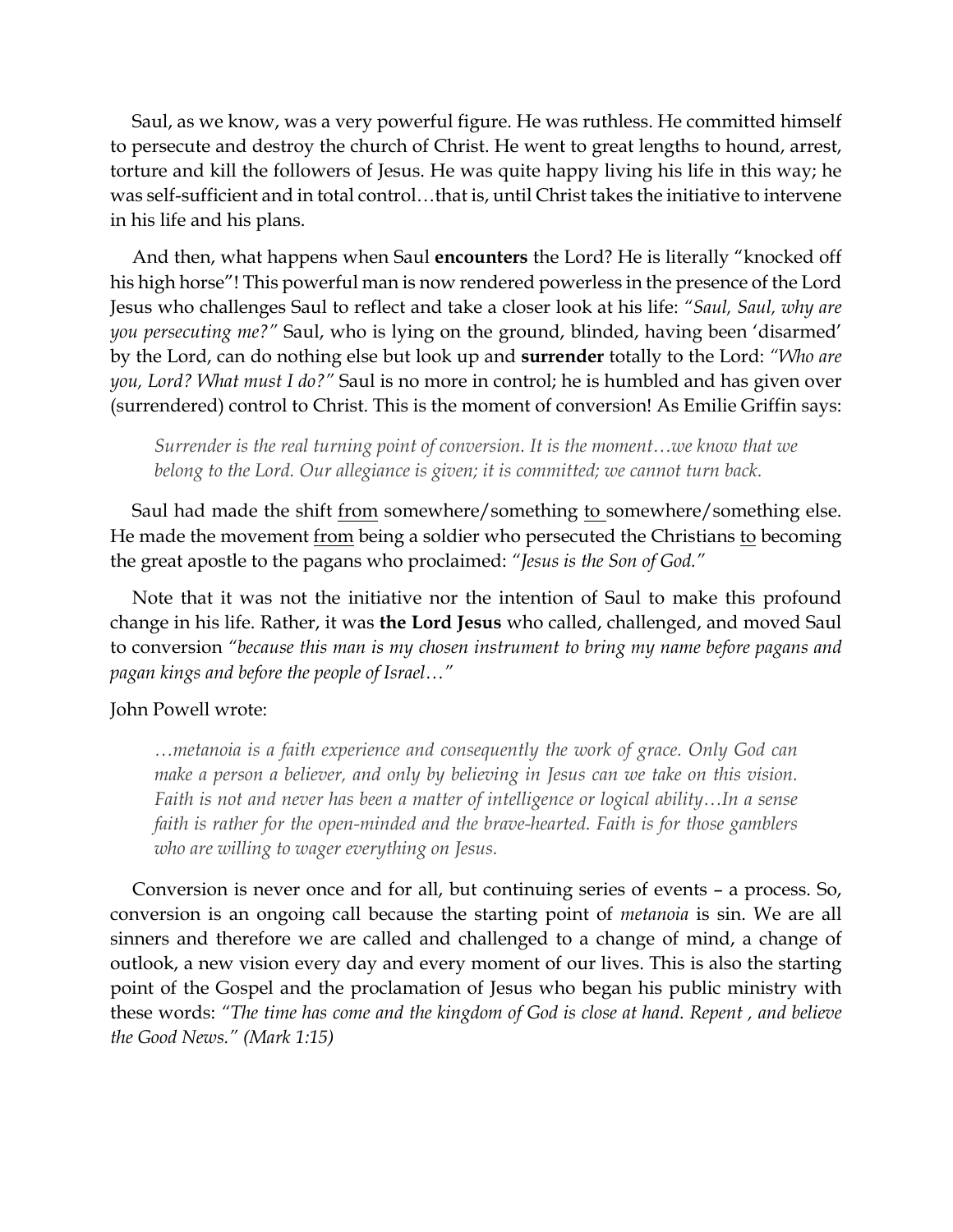Saul, as we know, was a very powerful figure. He was ruthless. He committed himself to persecute and destroy the church of Christ. He went to great lengths to hound, arrest, torture and kill the followers of Jesus. He was quite happy living his life in this way; he was self-sufficient and in total control…that is, until Christ takes the initiative to intervene in his life and his plans.

And then, what happens when Saul **encounters** the Lord? He is literally "knocked off his high horse"! This powerful man is now rendered powerless in the presence of the Lord Jesus who challenges Saul to reflect and take a closer look at his life: *"Saul, Saul, why are you persecuting me?"* Saul, who is lying on the ground, blinded, having been 'disarmed' by the Lord, can do nothing else but look up and **surrender** totally to the Lord: *"Who are you, Lord? What must I do?"* Saul is no more in control; he is humbled and has given over (surrendered) control to Christ. This is the moment of conversion! As Emilie Griffin says:

> *Surrender is the real turning point of conversion. It is the moment…we know that we belong to the Lord. Our allegiance is given; it is committed; we cannot turn back.*

Saul had made the shift <u>from</u> somewhere/something <u>to</u> somewhere/something else. He made the movement <u>from</u> being a soldier who persecuted the Christians <u>to</u> becoming the great apostle to the pagans who proclaimed: *"Jesus is the Son of God."*

Note that it was not the initiative nor the intention of Saul to make this profound change in his life. Rather, it was **the Lord Jesus** who called, challenged, and moved Saul to conversion *"because this man is my chosen instrument to bring my name before pagans and pagan kings and before the people of Israel…"*

John Powell wrote:

> *…metanoia is a faith experience and consequently the work of grace. Only God can make a person a believer, and only by believing in Jesus can we take on this vision. Faith is not and never has been a matter of intelligence or logical ability…In a sense faith is rather for the open-minded and the brave-hearted. Faith is for those gamblers who are willing to wager everything on Jesus.*

Conversion is never once and for all, but continuing series of events – a process. So, conversion is an ongoing call because the starting point of *metanoia* is sin. We are all sinners and therefore we are called and challenged to a change of mind, a change of outlook, a new vision every day and every moment of our lives. This is also the starting point of the Gospel and the proclamation of Jesus who began his public ministry with these words: *"The time has come and the kingdom of God is close at hand. Repent , and believe the Good News." (Mark 1:15)*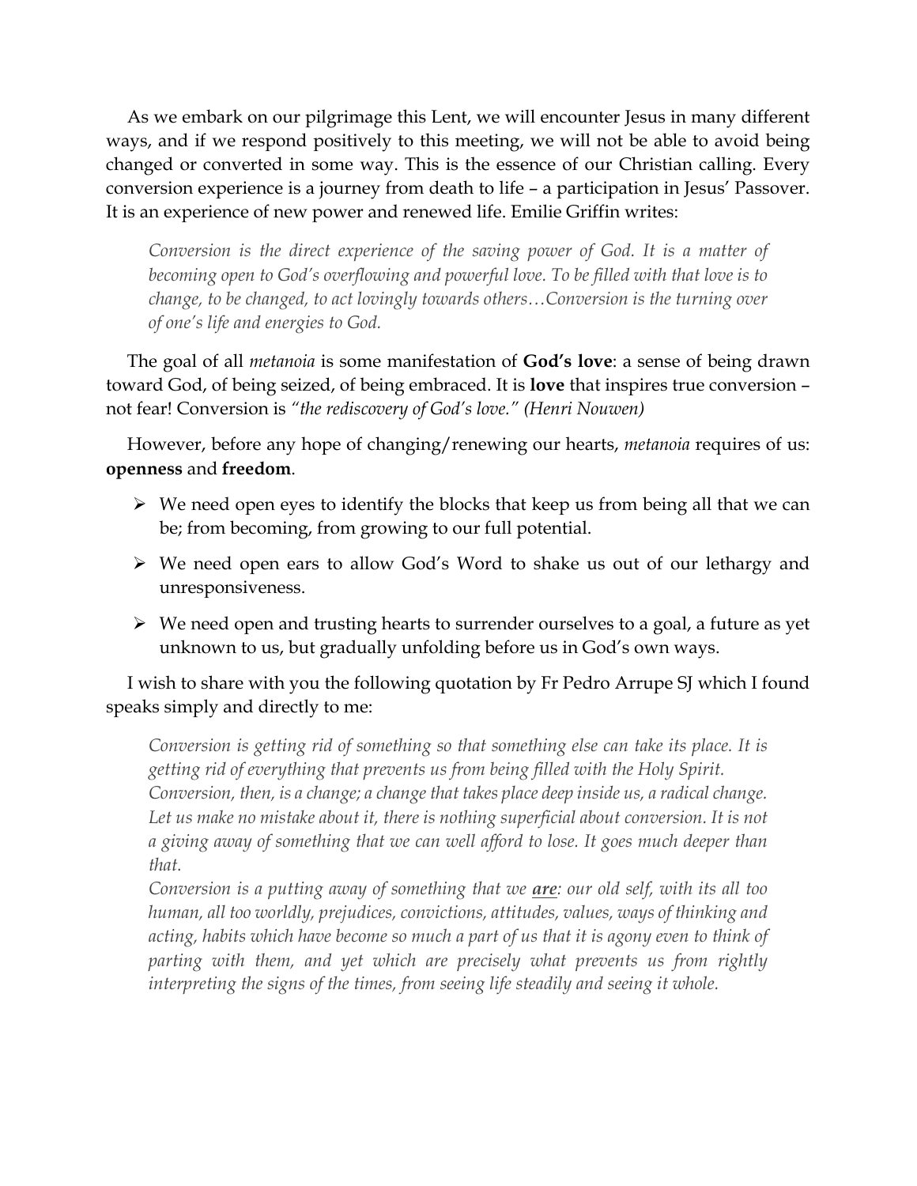As we embark on our pilgrimage this Lent, we will encounter Jesus in many different ways, and if we respond positively to this meeting, we will not be able to avoid being changed or converted in some way. This is the essence of our Christian calling. Every conversion experience is a journey from death to life – a participation in Jesus' Passover. It is an experience of new power and renewed life. Emilie Griffin writes:

> *Conversion is the direct experience of the saving power of God. It is a matter of becoming open to God's overflowing and powerful love. To be filled with that love is to change, to be changed, to act lovingly towards others…Conversion is the turning over of one's life and energies to God.*

The goal of all *metanoia* is some manifestation of **God's love**: a sense of being drawn toward God, of being seized, of being embraced. It is **love** that inspires true conversion – not fear! Conversion is *"the rediscovery of God's love." (Henri Nouwen)*

However, before any hope of changing/renewing our hearts, *metanoia* requires of us: **openness** and **freedom**.

- We need open eyes to identify the blocks that keep us from being all that we can be; from becoming, from growing to our full potential.
- We need open ears to allow God's Word to shake us out of our lethargy and unresponsiveness.
- We need open and trusting hearts to surrender ourselves to a goal, a future as yet unknown to us, but gradually unfolding before us in God's own ways.

I wish to share with you the following quotation by Fr Pedro Arrupe SJ which I found speaks simply and directly to me:

> *Conversion is getting rid of something so that something else can take its place. It is getting rid of everything that prevents us from being filled with the Holy Spirit.*
> *Conversion, then, is a change; a change that takes place deep inside us, a radical change. Let us make no mistake about it, there is nothing superficial about conversion. It is not a giving away of something that we can well afford to lose. It goes much deeper than that.*
> *Conversion is a putting away of something that we* ***<u>are</u>****: our old self, with its all too human, all too worldly, prejudices, convictions, attitudes, values, ways of thinking and acting, habits which have become so much a part of us that it is agony even to think of parting with them, and yet which are precisely what prevents us from rightly interpreting the signs of the times, from seeing life steadily and seeing it whole.*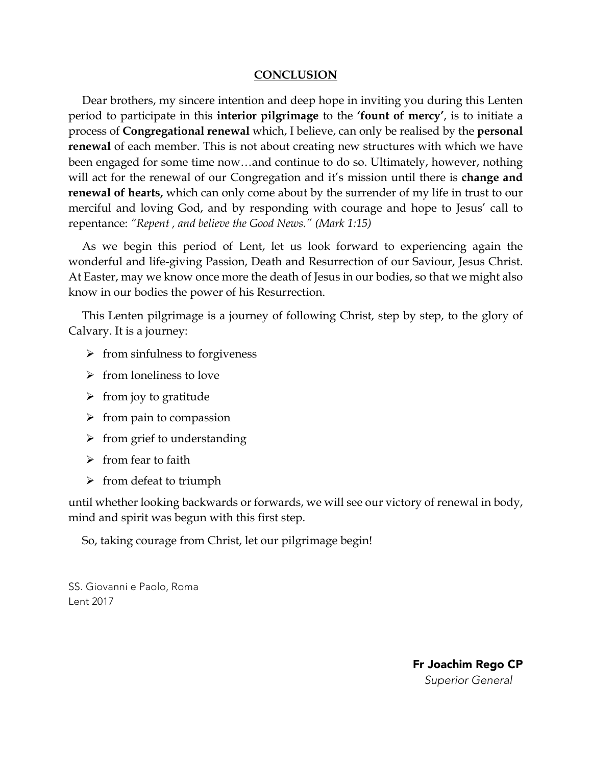## CONCLUSION

Dear brothers, my sincere intention and deep hope in inviting you during this Lenten period to participate in this **interior pilgrimage** to the **'fount of mercy'**, is to initiate a process of **Congregational renewal** which, I believe, can only be realised by the **personal renewal** of each member. This is not about creating new structures with which we have been engaged for some time now…and continue to do so. Ultimately, however, nothing will act for the renewal of our Congregation and it's mission until there is **change and renewal of hearts,** which can only come about by the surrender of my life in trust to our merciful and loving God, and by responding with courage and hope to Jesus' call to repentance: *"Repent , and believe the Good News." (Mark 1:15)*

As we begin this period of Lent, let us look forward to experiencing again the wonderful and life-giving Passion, Death and Resurrection of our Saviour, Jesus Christ. At Easter, may we know once more the death of Jesus in our bodies, so that we might also know in our bodies the power of his Resurrection.

This Lenten pilgrimage is a journey of following Christ, step by step, to the glory of Calvary. It is a journey:

- from sinfulness to forgiveness
- from loneliness to love
- from joy to gratitude
- from pain to compassion
- from grief to understanding
- from fear to faith
- from defeat to triumph

until whether looking backwards or forwards, we will see our victory of renewal in body, mind and spirit was begun with this first step.

So, taking courage from Christ, let our pilgrimage begin!

SS. Giovanni e Paolo, Roma
Lent 2017

**Fr Joachim Rego CP**
*Superior General*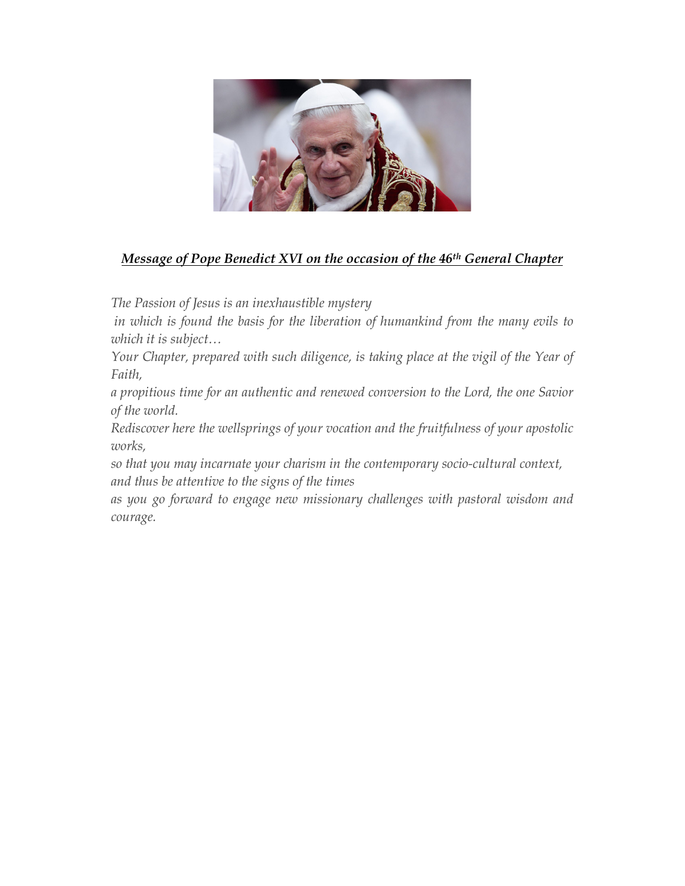***<u>Message of Pope Benedict XVI on the occasion of the 46th General Chapter</u>***

*The Passion of Jesus is an inexhaustible mystery*
*in which is found the basis for the liberation of humankind from the many evils to which it is subject…*
*Your Chapter, prepared with such diligence, is taking place at the vigil of the Year of Faith,*
*a propitious time for an authentic and renewed conversion to the Lord, the one Savior of the world.*
*Rediscover here the wellsprings of your vocation and the fruitfulness of your apostolic works,*
*so that you may incarnate your charism in the contemporary socio-cultural context,*
*and thus be attentive to the signs of the times*
*as you go forward to engage new missionary challenges with pastoral wisdom and courage.*